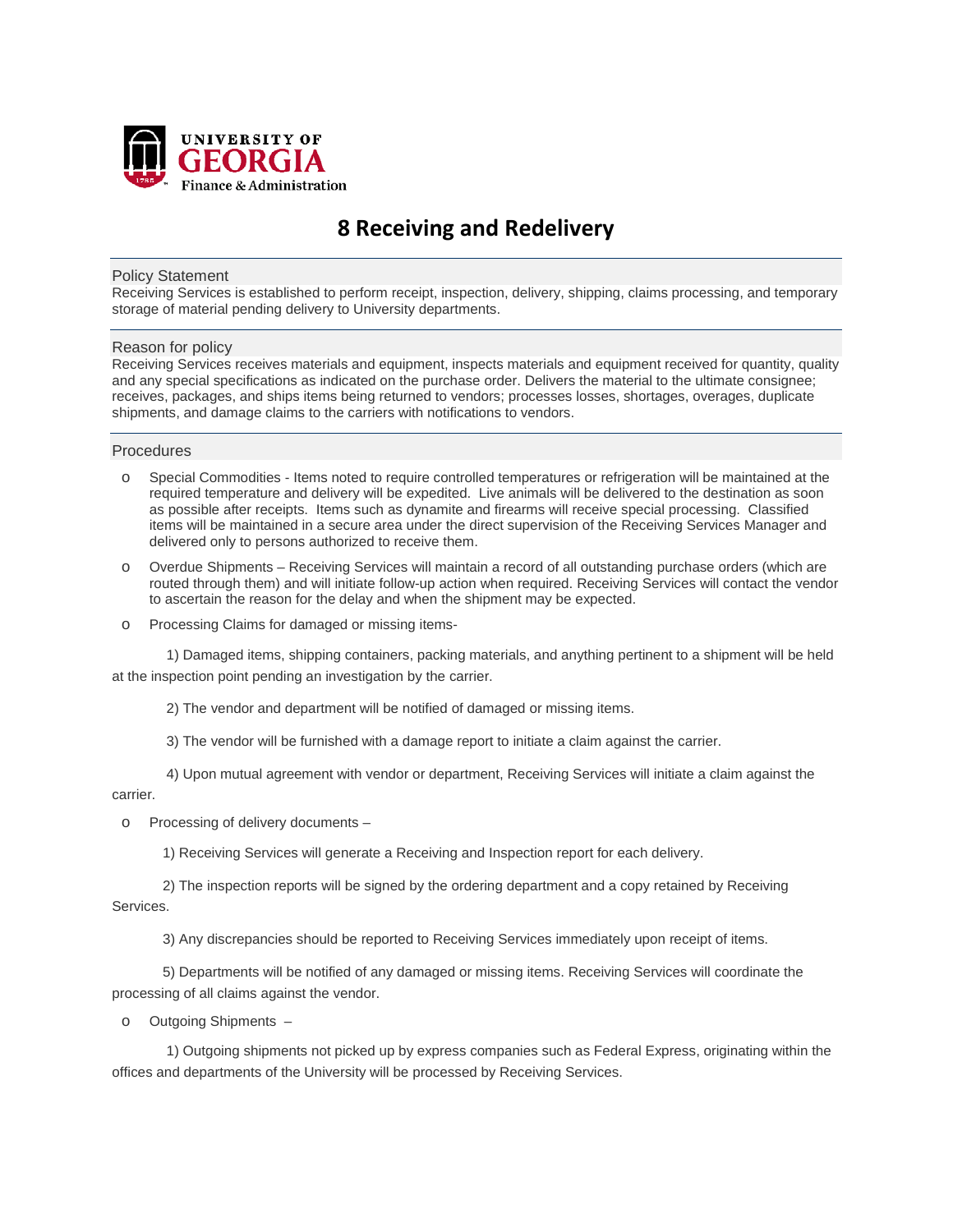UNIVERSITY OF GEORGIA
Finance & Administration

# 8 Receiving and Redelivery

## Policy Statement

Receiving Services is established to perform receipt, inspection, delivery, shipping, claims processing, and temporary storage of material pending delivery to University departments.

## Reason for policy

Receiving Services receives materials and equipment, inspects materials and equipment received for quantity, quality and any special specifications as indicated on the purchase order. Delivers the material to the ultimate consignee; receives, packages, and ships items being returned to vendors; processes losses, shortages, overages, duplicate shipments, and damage claims to the carriers with notifications to vendors.

## Procedures

- Special Commodities - Items noted to require controlled temperatures or refrigeration will be maintained at the required temperature and delivery will be expedited. Live animals will be delivered to the destination as soon as possible after receipts. Items such as dynamite and firearms will receive special processing. Classified items will be maintained in a secure area under the direct supervision of the Receiving Services Manager and delivered only to persons authorized to receive them.
- Overdue Shipments – Receiving Services will maintain a record of all outstanding purchase orders (which are routed through them) and will initiate follow-up action when required. Receiving Services will contact the vendor to ascertain the reason for the delay and when the shipment may be expected.
- Processing Claims for damaged or missing items-

1) Damaged items, shipping containers, packing materials, and anything pertinent to a shipment will be held at the inspection point pending an investigation by the carrier.

2) The vendor and department will be notified of damaged or missing items.

3) The vendor will be furnished with a damage report to initiate a claim against the carrier.

4) Upon mutual agreement with vendor or department, Receiving Services will initiate a claim against the carrier.

- Processing of delivery documents –

1) Receiving Services will generate a Receiving and Inspection report for each delivery.

2) The inspection reports will be signed by the ordering department and a copy retained by Receiving Services.

3) Any discrepancies should be reported to Receiving Services immediately upon receipt of items.

5) Departments will be notified of any damaged or missing items. Receiving Services will coordinate the processing of all claims against the vendor.

- Outgoing Shipments –

1) Outgoing shipments not picked up by express companies such as Federal Express, originating within the offices and departments of the University will be processed by Receiving Services.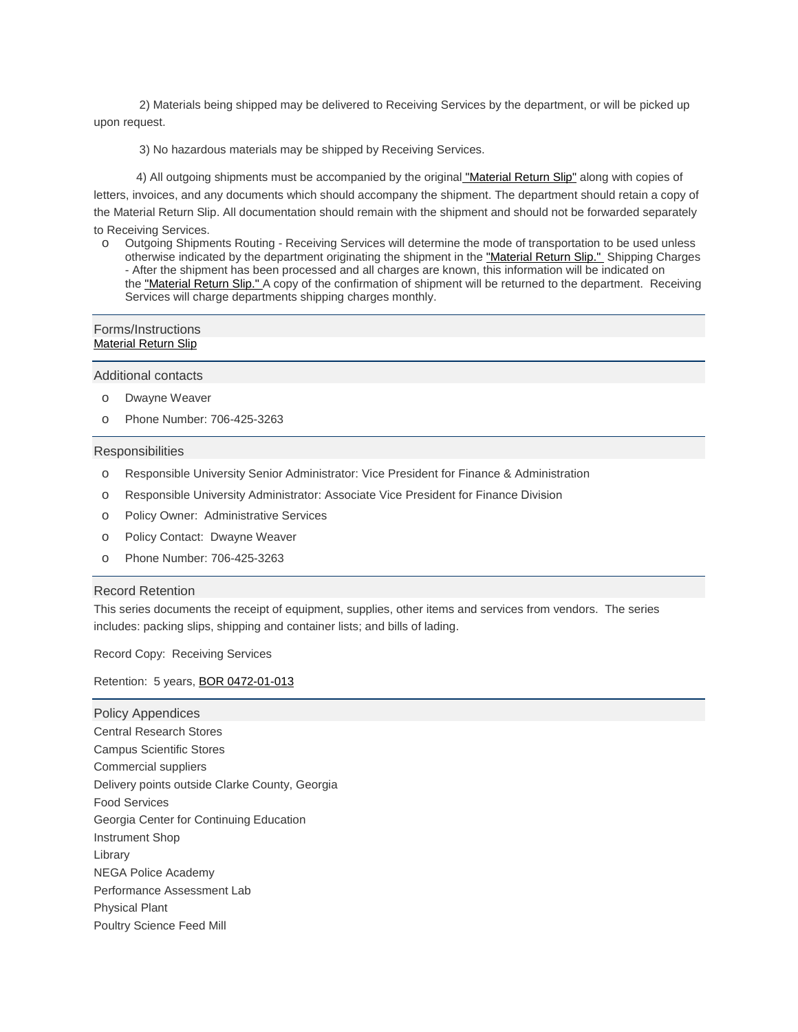2) Materials being shipped may be delivered to Receiving Services by the department, or will be picked up upon request.

3) No hazardous materials may be shipped by Receiving Services.

4) All outgoing shipments must be accompanied by the original "Material Return Slip" along with copies of letters, invoices, and any documents which should accompany the shipment. The department should retain a copy of the Material Return Slip. All documentation should remain with the shipment and should not be forwarded separately to Receiving Services.

- Outgoing Shipments Routing - Receiving Services will determine the mode of transportation to be used unless otherwise indicated by the department originating the shipment in the "Material Return Slip." Shipping Charges - After the shipment has been processed and all charges are known, this information will be indicated on the "Material Return Slip." A copy of the confirmation of shipment will be returned to the department. Receiving Services will charge departments shipping charges monthly.

## Forms/Instructions

Material Return Slip

## Additional contacts

- Dwayne Weaver
- Phone Number: 706-425-3263

## Responsibilities

- Responsible University Senior Administrator: Vice President for Finance & Administration
- Responsible University Administrator: Associate Vice President for Finance Division
- Policy Owner: Administrative Services
- Policy Contact: Dwayne Weaver
- Phone Number: 706-425-3263

## Record Retention

This series documents the receipt of equipment, supplies, other items and services from vendors. The series includes: packing slips, shipping and container lists; and bills of lading.

Record Copy: Receiving Services

Retention: 5 years, BOR 0472-01-013

## Policy Appendices

Central Research Stores

Campus Scientific Stores

Commercial suppliers

Delivery points outside Clarke County, Georgia

Food Services

Georgia Center for Continuing Education

Instrument Shop

Library

NEGA Police Academy

Performance Assessment Lab

Physical Plant

Poultry Science Feed Mill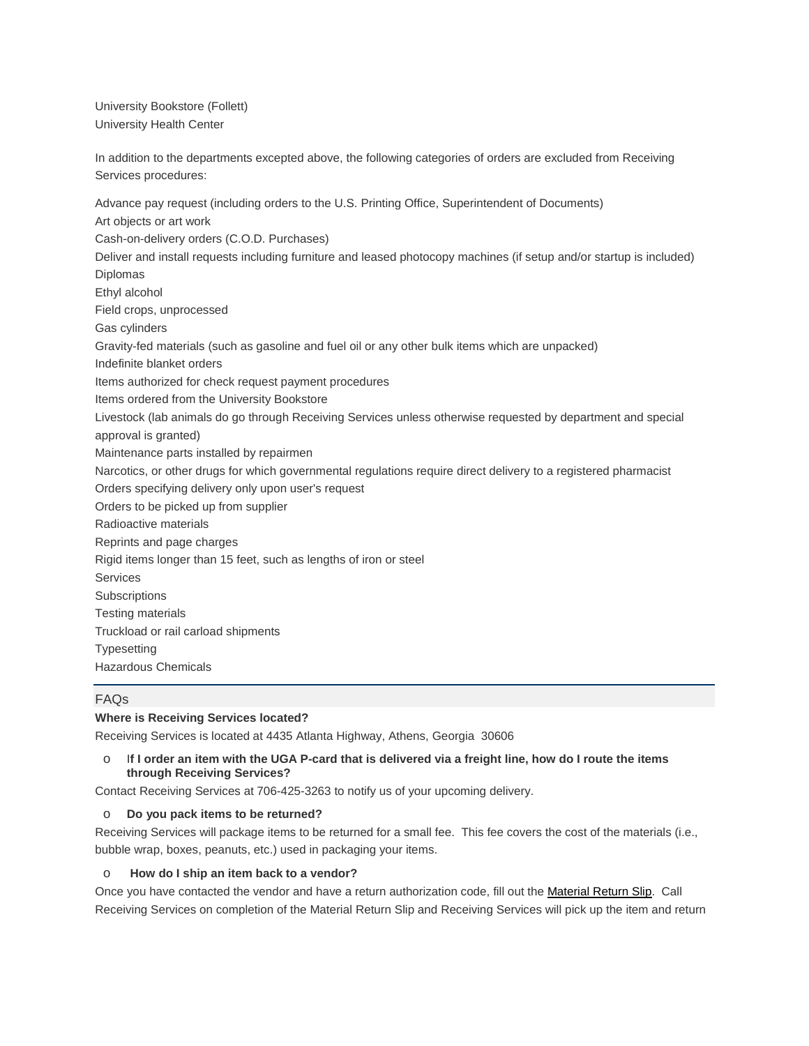University Bookstore (Follett)
University Health Center

In addition to the departments excepted above, the following categories of orders are excluded from Receiving Services procedures:

Advance pay request (including orders to the U.S. Printing Office, Superintendent of Documents)
Art objects or art work
Cash-on-delivery orders (C.O.D. Purchases)
Deliver and install requests including furniture and leased photocopy machines (if setup and/or startup is included)
Diplomas
Ethyl alcohol
Field crops, unprocessed
Gas cylinders
Gravity-fed materials (such as gasoline and fuel oil or any other bulk items which are unpacked)
Indefinite blanket orders
Items authorized for check request payment procedures
Items ordered from the University Bookstore
Livestock (lab animals do go through Receiving Services unless otherwise requested by department and special approval is granted)
Maintenance parts installed by repairmen
Narcotics, or other drugs for which governmental regulations require direct delivery to a registered pharmacist
Orders specifying delivery only upon user's request
Orders to be picked up from supplier
Radioactive materials
Reprints and page charges
Rigid items longer than 15 feet, such as lengths of iron or steel
Services
Subscriptions
Testing materials
Truckload or rail carload shipments
Typesetting
Hazardous Chemicals

## FAQs

**Where is Receiving Services located?**

Receiving Services is located at 4435 Atlanta Highway, Athens, Georgia 30606

- **If I order an item with the UGA P-card that is delivered via a freight line, how do I route the items through Receiving Services?**

Contact Receiving Services at 706-425-3263 to notify us of your upcoming delivery.

- **Do you pack items to be returned?**

Receiving Services will package items to be returned for a small fee. This fee covers the cost of the materials (i.e., bubble wrap, boxes, peanuts, etc.) used in packaging your items.

- **How do I ship an item back to a vendor?**

Once you have contacted the vendor and have a return authorization code, fill out the Material Return Slip. Call Receiving Services on completion of the Material Return Slip and Receiving Services will pick up the item and return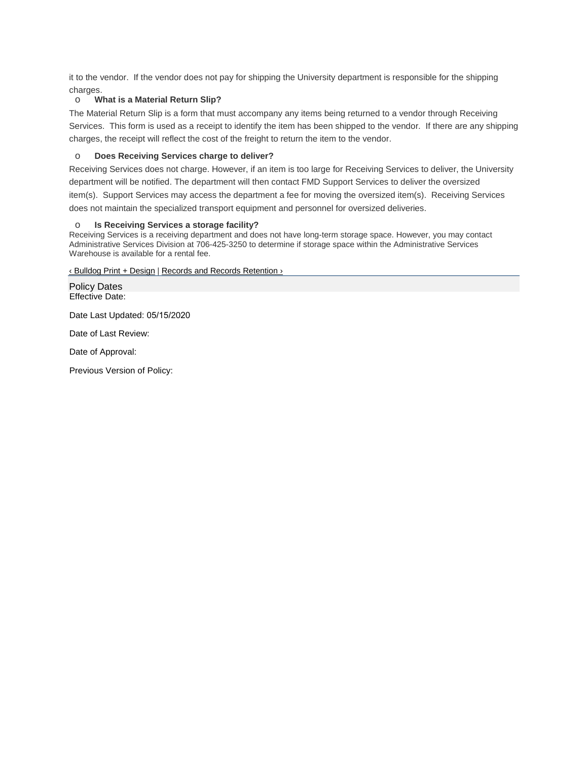it to the vendor.  If the vendor does not pay for shipping the University department is responsible for the shipping charges.

- **What is a Material Return Slip?**

The Material Return Slip is a form that must accompany any items being returned to a vendor through Receiving Services.  This form is used as a receipt to identify the item has been shipped to the vendor.  If there are any shipping charges, the receipt will reflect the cost of the freight to return the item to the vendor.

- **Does Receiving Services charge to deliver?**

Receiving Services does not charge. However, if an item is too large for Receiving Services to deliver, the University department will be notified. The department will then contact FMD Support Services to deliver the oversized item(s).  Support Services may access the department a fee for moving the oversized item(s).  Receiving Services does not maintain the specialized transport equipment and personnel for oversized deliveries.

- **Is Receiving Services a storage facility?**

Receiving Services is a receiving department and does not have long-term storage space. However, you may contact Administrative Services Division at 706-425-3250 to determine if storage space within the Administrative Services Warehouse is available for a rental fee.

‹ Bulldog Print + Design | Records and Records Retention ›

Policy Dates

Effective Date:

Date Last Updated: 05/15/2020

Date of Last Review:

Date of Approval:

Previous Version of Policy: